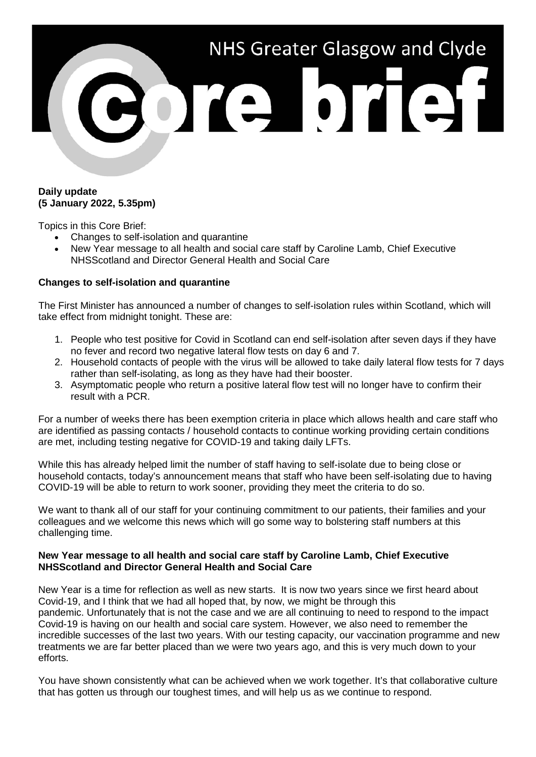# NHS Greater Glasgow and Clyde

# Core brief

**Daily update**
**(5 January 2022, 5.35pm)**

Topics in this Core Brief:

- Changes to self-isolation and quarantine
- New Year message to all health and social care staff by Caroline Lamb, Chief Executive NHSScotland and Director General Health and Social Care

## Changes to self-isolation and quarantine

The First Minister has announced a number of changes to self-isolation rules within Scotland, which will take effect from midnight tonight. These are:

1. People who test positive for Covid in Scotland can end self-isolation after seven days if they have no fever and record two negative lateral flow tests on day 6 and 7.
2. Household contacts of people with the virus will be allowed to take daily lateral flow tests for 7 days rather than self-isolating, as long as they have had their booster.
3. Asymptomatic people who return a positive lateral flow test will no longer have to confirm their result with a PCR.

For a number of weeks there has been exemption criteria in place which allows health and care staff who are identified as passing contacts / household contacts to continue working providing certain conditions are met, including testing negative for COVID-19 and taking daily LFTs.

While this has already helped limit the number of staff having to self-isolate due to being close or household contacts, today's announcement means that staff who have been self-isolating due to having COVID-19 will be able to return to work sooner, providing they meet the criteria to do so.

We want to thank all of our staff for your continuing commitment to our patients, their families and your colleagues and we welcome this news which will go some way to bolstering staff numbers at this challenging time.

## New Year message to all health and social care staff by Caroline Lamb, Chief Executive NHSScotland and Director General Health and Social Care

New Year is a time for reflection as well as new starts. It is now two years since we first heard about Covid-19, and I think that we had all hoped that, by now, we might be through this pandemic. Unfortunately that is not the case and we are all continuing to need to respond to the impact Covid-19 is having on our health and social care system. However, we also need to remember the incredible successes of the last two years. With our testing capacity, our vaccination programme and new treatments we are far better placed than we were two years ago, and this is very much down to your efforts.

You have shown consistently what can be achieved when we work together. It's that collaborative culture that has gotten us through our toughest times, and will help us as we continue to respond.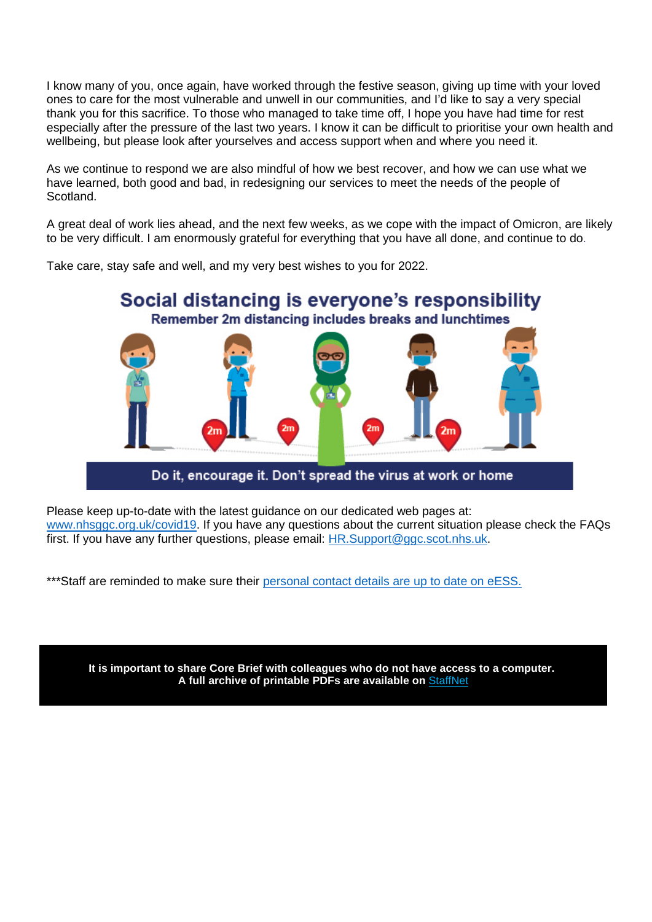I know many of you, once again, have worked through the festive season, giving up time with your loved ones to care for the most vulnerable and unwell in our communities, and I'd like to say a very special thank you for this sacrifice. To those who managed to take time off, I hope you have had time for rest especially after the pressure of the last two years. I know it can be difficult to prioritise your own health and wellbeing, but please look after yourselves and access support when and where you need it.

As we continue to respond we are also mindful of how we best recover, and how we can use what we have learned, both good and bad, in redesigning our services to meet the needs of the people of Scotland.

A great deal of work lies ahead, and the next few weeks, as we cope with the impact of Omicron, are likely to be very difficult. I am enormously grateful for everything that you have all done, and continue to do.

Take care, stay safe and well, and my very best wishes to you for 2022.

**Social distancing is everyone's responsibility**

**Remember 2m distancing includes breaks and lunchtimes**

2m

2m

2m

2m

**Do it, encourage it. Don't spread the virus at work or home**

Please keep up-to-date with the latest guidance on our dedicated web pages at: www.nhsggc.org.uk/covid19. If you have any questions about the current situation please check the FAQs first. If you have any further questions, please email: HR.Support@ggc.scot.nhs.uk.

***Staff are reminded to make sure their personal contact details are up to date on eESS.

**It is important to share Core Brief with colleagues who do not have access to a computer.**
**A full archive of printable PDFs are available on StaffNet**